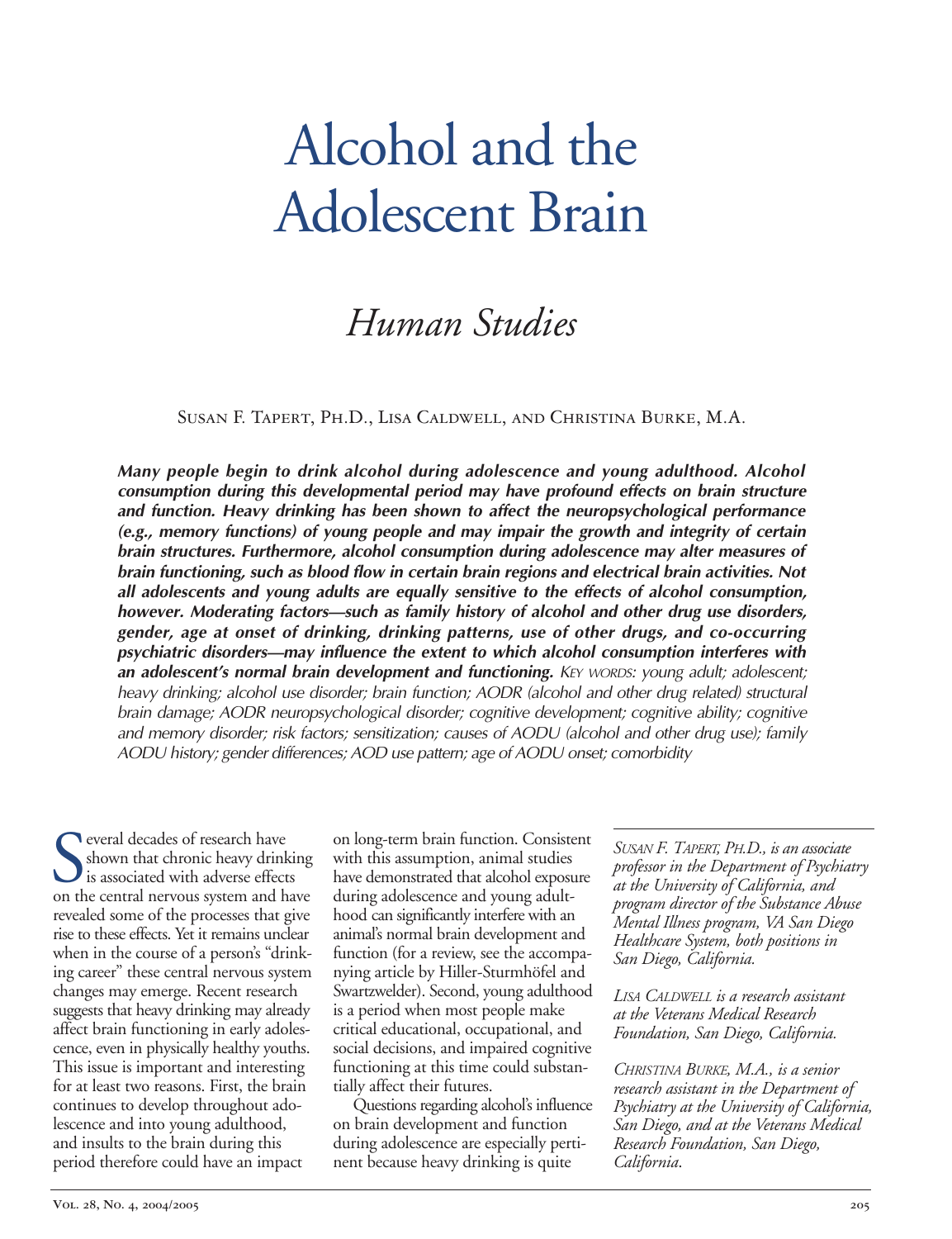# Alcohol and the Adolescent Brain

## *Human Studies*

Susan F. Tapert, Ph.D., Lisa Caldwell, and Christina Burke, M.A.

***Many people begin to drink alcohol during adolescence and young adulthood. Alcohol consumption during this developmental period may have profound effects on brain structure and function. Heavy drinking has been shown to affect the neuropsychological performance (e.g., memory functions) of young people and may impair the growth and integrity of certain brain structures. Furthermore, alcohol consumption during adolescence may alter measures of brain functioning, such as blood flow in certain brain regions and electrical brain activities. Not all adolescents and young adults are equally sensitive to the effects of alcohol consumption, however. Moderating factors—such as family history of alcohol and other drug use disorders, gender, age at onset of drinking, drinking patterns, use of other drugs, and co-occurring psychiatric disorders—may influence the extent to which alcohol consumption interferes with an adolescent's normal brain development and functioning.*** *Key words: young adult; adolescent; heavy drinking; alcohol use disorder; brain function; AODR (alcohol and other drug related) structural brain damage; AODR neuropsychological disorder; cognitive development; cognitive ability; cognitive and memory disorder; risk factors; sensitization; causes of AODU (alcohol and other drug use); family AODU history; gender differences; AOD use pattern; age of AODU onset; comorbidity*

Several decades of research have shown that chronic heavy drinking is associated with adverse effects on the central nervous system and have revealed some of the processes that give rise to these effects. Yet it remains unclear when in the course of a person's "drinking career" these central nervous system changes may emerge. Recent research suggests that heavy drinking may already affect brain functioning in early adolescence, even in physically healthy youths. This issue is important and interesting for at least two reasons. First, the brain continues to develop throughout adolescence and into young adulthood, and insults to the brain during this period therefore could have an impact on long-term brain function. Consistent with this assumption, animal studies have demonstrated that alcohol exposure during adolescence and young adulthood can significantly interfere with an animal's normal brain development and function (for a review, see the accompanying article by Hiller-Sturmhöfel and Swartzwelder). Second, young adulthood is a period when most people make critical educational, occupational, and social decisions, and impaired cognitive functioning at this time could substantially affect their futures.

Questions regarding alcohol's influence on brain development and function during adolescence are especially pertinent because heavy drinking is quite

*Susan F. Tapert, Ph.D., is an associate professor in the Department of Psychiatry at the University of California, and program director of the Substance Abuse Mental Illness program, VA San Diego Healthcare System, both positions in San Diego, California.*

*Lisa Caldwell is a research assistant at the Veterans Medical Research Foundation, San Diego, California.*

*Christina Burke, M.A., is a senior research assistant in the Department of Psychiatry at the University of California, San Diego, and at the Veterans Medical Research Foundation, San Diego, California.*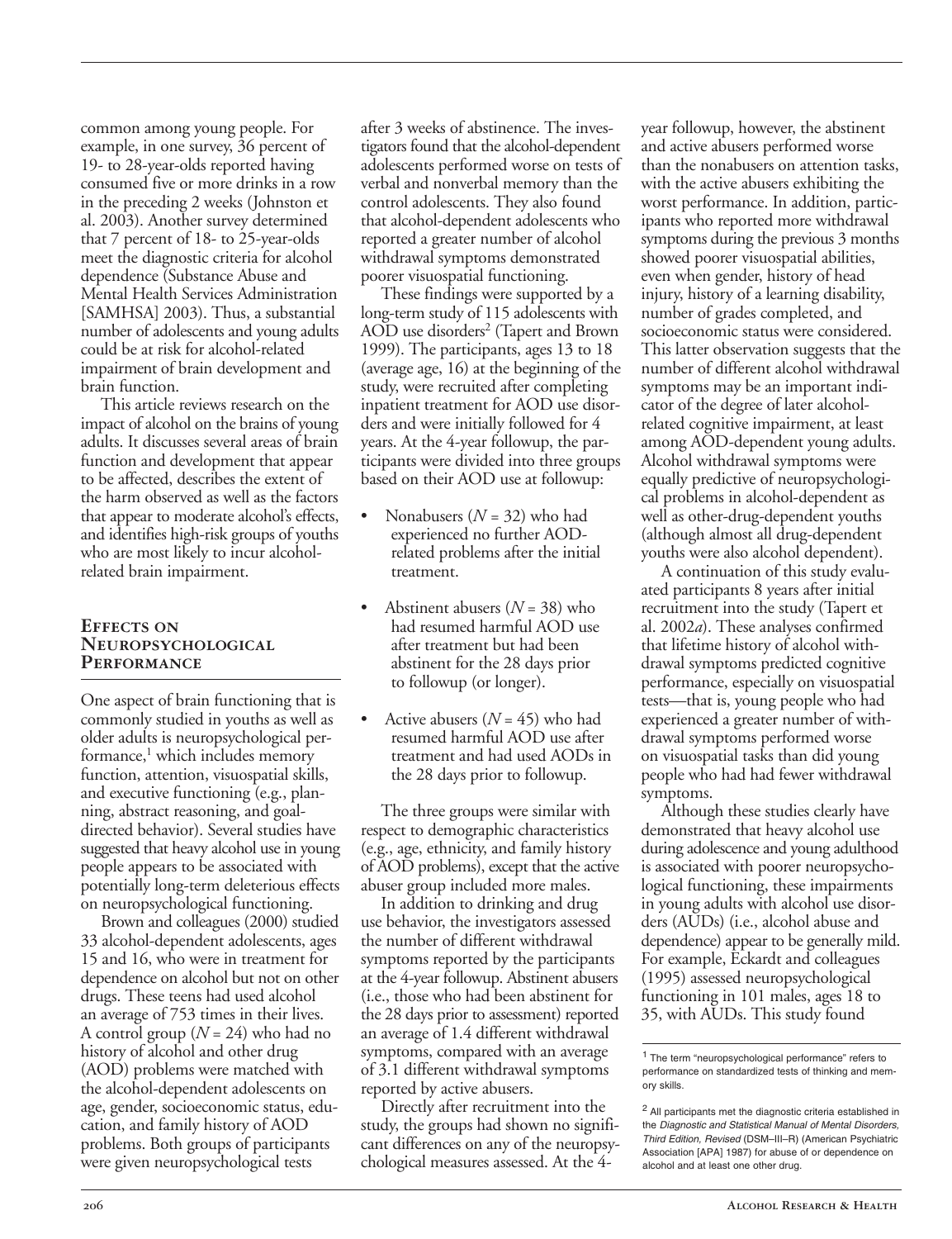common among young people. For example, in one survey, 36 percent of 19- to 28-year-olds reported having consumed five or more drinks in a row in the preceding 2 weeks (Johnston et al. 2003). Another survey determined that 7 percent of 18- to 25-year-olds meet the diagnostic criteria for alcohol dependence (Substance Abuse and Mental Health Services Administration [SAMHSA] 2003). Thus, a substantial number of adolescents and young adults could be at risk for alcohol-related impairment of brain development and brain function.

This article reviews research on the impact of alcohol on the brains of young adults. It discusses several areas of brain function and development that appear to be affected, describes the extent of the harm observed as well as the factors that appear to moderate alcohol's effects, and identifies high-risk groups of youths who are most likely to incur alcohol-related brain impairment.

## Effects on Neuropsychological Performance

One aspect of brain functioning that is commonly studied in youths as well as older adults is neuropsychological performance,[1] which includes memory function, attention, visuospatial skills, and executive functioning (e.g., planning, abstract reasoning, and goal-directed behavior). Several studies have suggested that heavy alcohol use in young people appears to be associated with potentially long-term deleterious effects on neuropsychological functioning.

Brown and colleagues (2000) studied 33 alcohol-dependent adolescents, ages 15 and 16, who were in treatment for dependence on alcohol but not on other drugs. These teens had used alcohol an average of 753 times in their lives. A control group ($N = 24$) who had no history of alcohol and other drug (AOD) problems were matched with the alcohol-dependent adolescents on age, gender, socioeconomic status, education, and family history of AOD problems. Both groups of participants were given neuropsychological tests after 3 weeks of abstinence. The investigators found that the alcohol-dependent adolescents performed worse on tests of verbal and nonverbal memory than the control adolescents. They also found that alcohol-dependent adolescents who reported a greater number of alcohol withdrawal symptoms demonstrated poorer visuospatial functioning.

These findings were supported by a long-term study of 115 adolescents with AOD use disorders[2] (Tapert and Brown 1999). The participants, ages 13 to 18 (average age, 16) at the beginning of the study, were recruited after completing inpatient treatment for AOD use disorders and were initially followed for 4 years. At the 4-year followup, the participants were divided into three groups based on their AOD use at followup:

- Nonabusers ($N = 32$) who had experienced no further AOD-related problems after the initial treatment.
- Abstinent abusers ($N = 38$) who had resumed harmful AOD use after treatment but had been abstinent for the 28 days prior to followup (or longer).
- Active abusers ($N = 45$) who had resumed harmful AOD use after treatment and had used AODs in the 28 days prior to followup.

The three groups were similar with respect to demographic characteristics (e.g., age, ethnicity, and family history of AOD problems), except that the active abuser group included more males.

In addition to drinking and drug use behavior, the investigators assessed the number of different withdrawal symptoms reported by the participants at the 4-year followup. Abstinent abusers (i.e., those who had been abstinent for the 28 days prior to assessment) reported an average of 1.4 different withdrawal symptoms, compared with an average of 3.1 different withdrawal symptoms reported by active abusers.

Directly after recruitment into the study, the groups had shown no significant differences on any of the neuropsychological measures assessed. At the 4-year followup, however, the abstinent and active abusers performed worse than the nonabusers on attention tasks, with the active abusers exhibiting the worst performance. In addition, participants who reported more withdrawal symptoms during the previous 3 months showed poorer visuospatial abilities, even when gender, history of head injury, history of a learning disability, number of grades completed, and socioeconomic status were considered. This latter observation suggests that the number of different alcohol withdrawal symptoms may be an important indicator of the degree of later alcohol-related cognitive impairment, at least among AOD-dependent young adults. Alcohol withdrawal symptoms were equally predictive of neuropsychological problems in alcohol-dependent as well as other-drug-dependent youths (although almost all drug-dependent youths were also alcohol dependent).

A continuation of this study evaluated participants 8 years after initial recruitment into the study (Tapert et al. 2002*a*). These analyses confirmed that lifetime history of alcohol withdrawal symptoms predicted cognitive performance, especially on visuospatial tests—that is, young people who had experienced a greater number of withdrawal symptoms performed worse on visuospatial tasks than did young people who had had fewer withdrawal symptoms.

Although these studies clearly have demonstrated that heavy alcohol use during adolescence and young adulthood is associated with poorer neuropsychological functioning, these impairments in young adults with alcohol use disorders (AUDs) (i.e., alcohol abuse and dependence) appear to be generally mild. For example, Eckardt and colleagues (1995) assessed neuropsychological functioning in 101 males, ages 18 to 35, with AUDs. This study found

---

[1] The term "neuropsychological performance" refers to performance on standardized tests of thinking and memory skills.

[2] All participants met the diagnostic criteria established in the *Diagnostic and Statistical Manual of Mental Disorders, Third Edition, Revised* (DSM–III–R) (American Psychiatric Association [APA] 1987) for abuse of or dependence on alcohol and at least one other drug.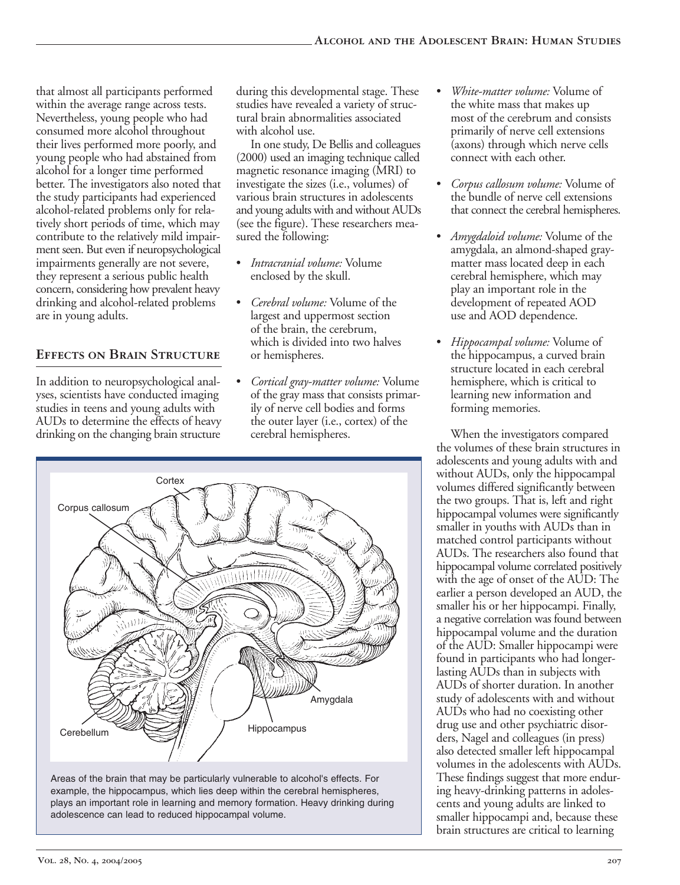that almost all participants performed within the average range across tests. Nevertheless, young people who had consumed more alcohol throughout their lives performed more poorly, and young people who had abstained from alcohol for a longer time performed better. The investigators also noted that the study participants had experienced alcohol-related problems only for relatively short periods of time, which may contribute to the relatively mild impairment seen. But even if neuropsychological impairments generally are not severe, they represent a serious public health concern, considering how prevalent heavy drinking and alcohol-related problems are in young adults.

## Effects on Brain Structure

In addition to neuropsychological analyses, scientists have conducted imaging studies in teens and young adults with AUDs to determine the effects of heavy drinking on the changing brain structure during this developmental stage. These studies have revealed a variety of structural brain abnormalities associated with alcohol use.

In one study, De Bellis and colleagues (2000) used an imaging technique called magnetic resonance imaging (MRI) to investigate the sizes (i.e., volumes) of various brain structures in adolescents and young adults with and without AUDs (see the figure). These researchers measured the following:

- *Intracranial volume:* Volume enclosed by the skull.
- *Cerebral volume:* Volume of the largest and uppermost section of the brain, the cerebrum, which is divided into two halves or hemispheres.
- *Cortical gray-matter volume:* Volume of the gray mass that consists primarily of nerve cell bodies and forms the outer layer (i.e., cortex) of the cerebral hemispheres.
- *White-matter volume:* Volume of the white mass that makes up most of the cerebrum and consists primarily of nerve cell extensions (axons) through which nerve cells connect with each other.
- *Corpus callosum volume:* Volume of the bundle of nerve cell extensions that connect the cerebral hemispheres.
- *Amygdaloid volume:* Volume of the amygdala, an almond-shaped gray-matter mass located deep in each cerebral hemisphere, which may play an important role in the development of repeated AOD use and AOD dependence.
- *Hippocampal volume:* Volume of the hippocampus, a curved brain structure located in each cerebral hemisphere, which is critical to learning new information and forming memories.

Areas of the brain that may be particularly vulnerable to alcohol's effects. For example, the hippocampus, which lies deep within the cerebral hemispheres, plays an important role in learning and memory formation. Heavy drinking during adolescence can lead to reduced hippocampal volume.

When the investigators compared the volumes of these brain structures in adolescents and young adults with and without AUDs, only the hippocampal volumes differed significantly between the two groups. That is, left and right hippocampal volumes were significantly smaller in youths with AUDs than in matched control participants without AUDs. The researchers also found that hippocampal volume correlated positively with the age of onset of the AUD: The earlier a person developed an AUD, the smaller his or her hippocampi. Finally, a negative correlation was found between hippocampal volume and the duration of the AUD: Smaller hippocampi were found in participants who had longer-lasting AUDs than in subjects with AUDs of shorter duration. In another study of adolescents with and without AUDs who had no coexisting other drug use and other psychiatric disorders, Nagel and colleagues (in press) also detected smaller left hippocampal volumes in the adolescents with AUDs. These findings suggest that more enduring heavy-drinking patterns in adolescents and young adults are linked to smaller hippocampi and, because these brain structures are critical to learning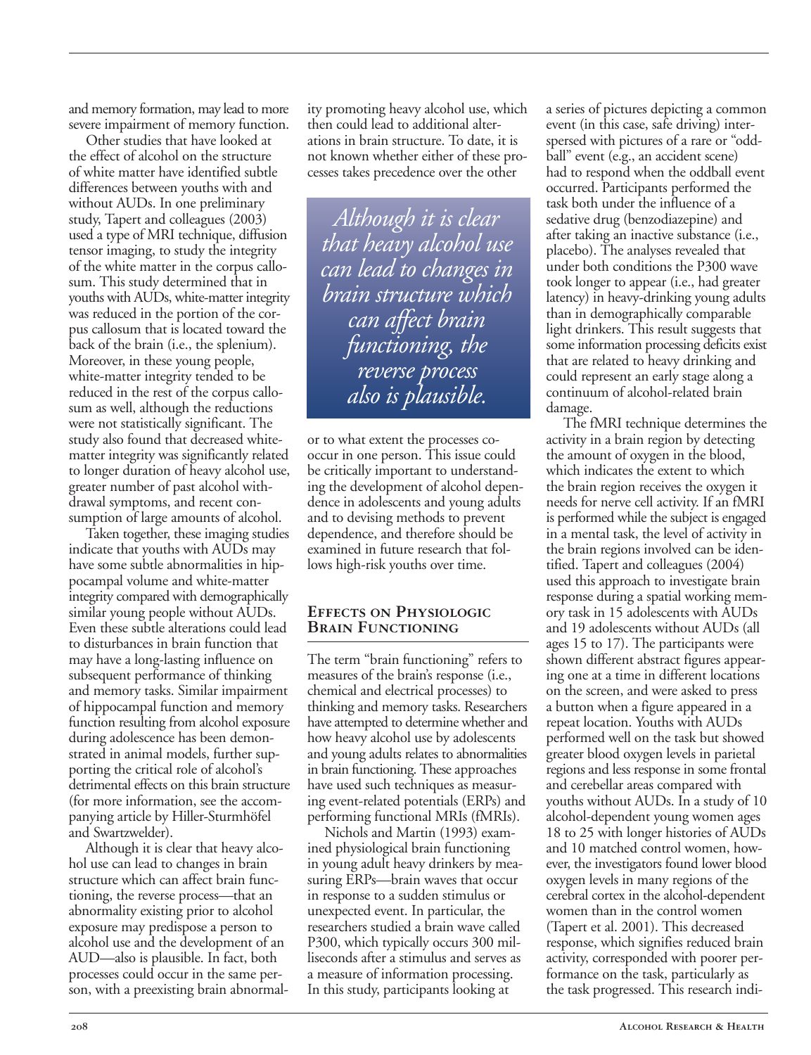and memory formation, may lead to more severe impairment of memory function.

Other studies that have looked at the effect of alcohol on the structure of white matter have identified subtle differences between youths with and without AUDs. In one preliminary study, Tapert and colleagues (2003) used a type of MRI technique, diffusion tensor imaging, to study the integrity of the white matter in the corpus callosum. This study determined that in youths with AUDs, white-matter integrity was reduced in the portion of the corpus callosum that is located toward the back of the brain (i.e., the splenium). Moreover, in these young people, white-matter integrity tended to be reduced in the rest of the corpus callosum as well, although the reductions were not statistically significant. The study also found that decreased white-matter integrity was significantly related to longer duration of heavy alcohol use, greater number of past alcohol withdrawal symptoms, and recent consumption of large amounts of alcohol.

Taken together, these imaging studies indicate that youths with AUDs may have some subtle abnormalities in hippocampal volume and white-matter integrity compared with demographically similar young people without AUDs. Even these subtle alterations could lead to disturbances in brain function that may have a long-lasting influence on subsequent performance of thinking and memory tasks. Similar impairment of hippocampal function and memory function resulting from alcohol exposure during adolescence has been demonstrated in animal models, further supporting the critical role of alcohol's detrimental effects on this brain structure (for more information, see the accompanying article by Hiller-Sturmhöfel and Swartzwelder).

Although it is clear that heavy alcohol use can lead to changes in brain structure which can affect brain functioning, the reverse process—that an abnormality existing prior to alcohol exposure may predispose a person to alcohol use and the development of an AUD—also is plausible. In fact, both processes could occur in the same person, with a preexisting brain abnormality promoting heavy alcohol use, which then could lead to additional alterations in brain structure. To date, it is not known whether either of these processes takes precedence over the other or to what extent the processes co-occur in one person. This issue could be critically important to understanding the development of alcohol dependence in adolescents and young adults and to devising methods to prevent dependence, and therefore should be examined in future research that follows high-risk youths over time.

> *Although it is clear that heavy alcohol use can lead to changes in brain structure which can affect brain functioning, the reverse process also is plausible.*

## Effects on Physiologic Brain Functioning

The term "brain functioning" refers to measures of the brain's response (i.e., chemical and electrical processes) to thinking and memory tasks. Researchers have attempted to determine whether and how heavy alcohol use by adolescents and young adults relates to abnormalities in brain functioning. These approaches have used such techniques as measuring event-related potentials (ERPs) and performing functional MRIs (fMRIs).

Nichols and Martin (1993) examined physiological brain functioning in young adult heavy drinkers by measuring ERPs—brain waves that occur in response to a sudden stimulus or unexpected event. In particular, the researchers studied a brain wave called P300, which typically occurs 300 milliseconds after a stimulus and serves as a measure of information processing. In this study, participants looking at a series of pictures depicting a common event (in this case, safe driving) interspersed with pictures of a rare or "oddball" event (e.g., an accident scene) had to respond when the oddball event occurred. Participants performed the task both under the influence of a sedative drug (benzodiazepine) and after taking an inactive substance (i.e., placebo). The analyses revealed that under both conditions the P300 wave took longer to appear (i.e., had greater latency) in heavy-drinking young adults than in demographically comparable light drinkers. This result suggests that some information processing deficits exist that are related to heavy drinking and could represent an early stage along a continuum of alcohol-related brain damage.

The fMRI technique determines the activity in a brain region by detecting the amount of oxygen in the blood, which indicates the extent to which the brain region receives the oxygen it needs for nerve cell activity. If an fMRI is performed while the subject is engaged in a mental task, the level of activity in the brain regions involved can be identified. Tapert and colleagues (2004) used this approach to investigate brain response during a spatial working memory task in 15 adolescents with AUDs and 19 adolescents without AUDs (all ages 15 to 17). The participants were shown different abstract figures appearing one at a time in different locations on the screen, and were asked to press a button when a figure appeared in a repeat location. Youths with AUDs performed well on the task but showed greater blood oxygen levels in parietal regions and less response in some frontal and cerebellar areas compared with youths without AUDs. In a study of 10 alcohol-dependent young women ages 18 to 25 with longer histories of AUDs and 10 matched control women, however, the investigators found lower blood oxygen levels in many regions of the cerebral cortex in the alcohol-dependent women than in the control women (Tapert et al. 2001). This decreased response, which signifies reduced brain activity, corresponded with poorer performance on the task, particularly as the task progressed. This research indi-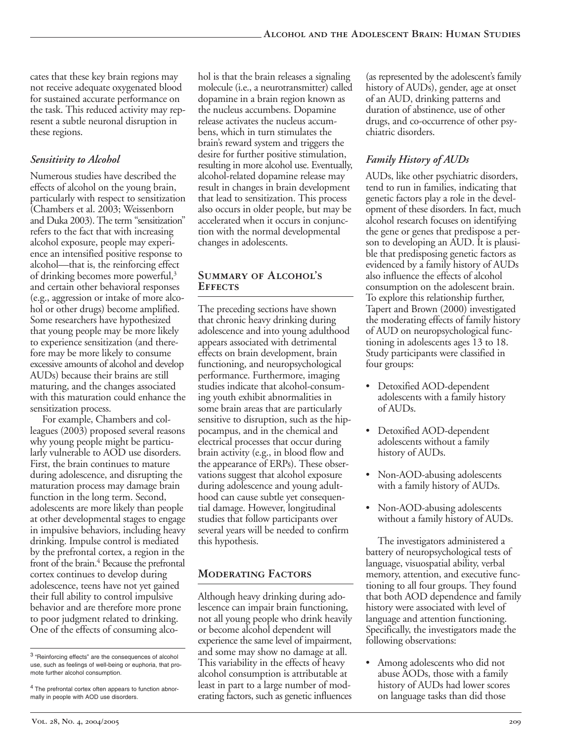cates that these key brain regions may not receive adequate oxygenated blood for sustained accurate performance on the task. This reduced activity may represent a subtle neuronal disruption in these regions.

### *Sensitivity to Alcohol*

Numerous studies have described the effects of alcohol on the young brain, particularly with respect to sensitization (Chambers et al. 2003; Weissenborn and Duka 2003). The term "sensitization" refers to the fact that with increasing alcohol exposure, people may experience an intensified positive response to alcohol—that is, the reinforcing effect of drinking becomes more powerful,[3] and certain other behavioral responses (e.g., aggression or intake of more alcohol or other drugs) become amplified. Some researchers have hypothesized that young people may be more likely to experience sensitization (and therefore may be more likely to consume excessive amounts of alcohol and develop AUDs) because their brains are still maturing, and the changes associated with this maturation could enhance the sensitization process.

For example, Chambers and colleagues (2003) proposed several reasons why young people might be particularly vulnerable to AOD use disorders. First, the brain continues to mature during adolescence, and disrupting the maturation process may damage brain function in the long term. Second, adolescents are more likely than people at other developmental stages to engage in impulsive behaviors, including heavy drinking. Impulse control is mediated by the prefrontal cortex, a region in the front of the brain.[4] Because the prefrontal cortex continues to develop during adolescence, teens have not yet gained their full ability to control impulsive behavior and are therefore more prone to poor judgment related to drinking. One of the effects of consuming alcohol is that the brain releases a signaling molecule (i.e., a neurotransmitter) called dopamine in a brain region known as the nucleus accumbens. Dopamine release activates the nucleus accumbens, which in turn stimulates the brain's reward system and triggers the desire for further positive stimulation, resulting in more alcohol use. Eventually, alcohol-related dopamine release may result in changes in brain development that lead to sensitization. This process also occurs in older people, but may be accelerated when it occurs in conjunction with the normal developmental changes in adolescents.

[3] "Reinforcing effects" are the consequences of alcohol use, such as feelings of well-being or euphoria, that promote further alcohol consumption.

[4] The prefrontal cortex often appears to function abnormally in people with AOD use disorders.

## Summary of Alcohol's Effects

The preceding sections have shown that chronic heavy drinking during adolescence and into young adulthood appears associated with detrimental effects on brain development, brain functioning, and neuropsychological performance. Furthermore, imaging studies indicate that alcohol-consuming youth exhibit abnormalities in some brain areas that are particularly sensitive to disruption, such as the hippocampus, and in the chemical and electrical processes that occur during brain activity (e.g., in blood flow and the appearance of ERPs). These observations suggest that alcohol exposure during adolescence and young adulthood can cause subtle yet consequential damage. However, longitudinal studies that follow participants over several years will be needed to confirm this hypothesis.

## Moderating Factors

Although heavy drinking during adolescence can impair brain functioning, not all young people who drink heavily or become alcohol dependent will experience the same level of impairment, and some may show no damage at all. This variability in the effects of heavy alcohol consumption is attributable at least in part to a large number of moderating factors, such as genetic influences (as represented by the adolescent's family history of AUDs), gender, age at onset of an AUD, drinking patterns and duration of abstinence, use of other drugs, and co-occurrence of other psychiatric disorders.

### *Family History of AUDs*

AUDs, like other psychiatric disorders, tend to run in families, indicating that genetic factors play a role in the development of these disorders. In fact, much alcohol research focuses on identifying the gene or genes that predispose a person to developing an AUD. It is plausible that predisposing genetic factors as evidenced by a family history of AUDs also influence the effects of alcohol consumption on the adolescent brain. To explore this relationship further, Tapert and Brown (2000) investigated the moderating effects of family history of AUD on neuropsychological functioning in adolescents ages 13 to 18. Study participants were classified in four groups:

- Detoxified AOD-dependent adolescents with a family history of AUDs.
- Detoxified AOD-dependent adolescents without a family history of AUDs.
- Non-AOD-abusing adolescents with a family history of AUDs.
- Non-AOD-abusing adolescents without a family history of AUDs.

The investigators administered a battery of neuropsychological tests of language, visuospatial ability, verbal memory, attention, and executive functioning to all four groups. They found that both AOD dependence and family history were associated with level of language and attention functioning. Specifically, the investigators made the following observations:

- Among adolescents who did not abuse AODs, those with a family history of AUDs had lower scores on language tasks than did those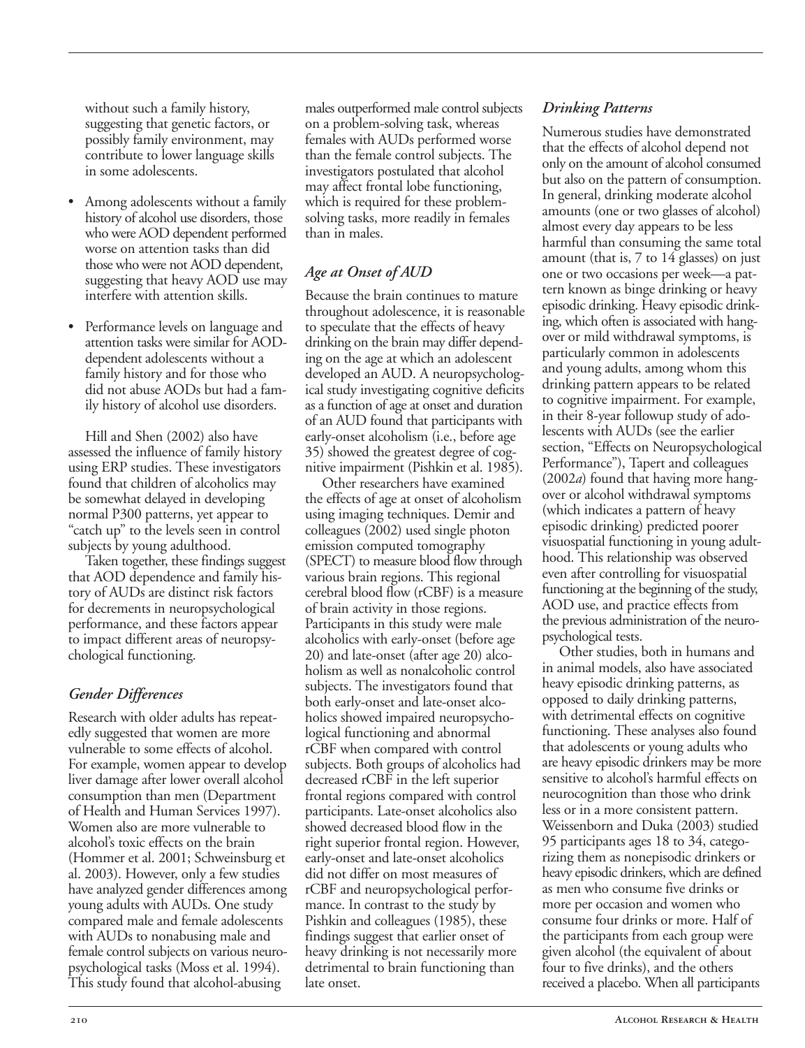without such a family history, suggesting that genetic factors, or possibly family environment, may contribute to lower language skills in some adolescents.

- Among adolescents without a family history of alcohol use disorders, those who were AOD dependent performed worse on attention tasks than did those who were not AOD dependent, suggesting that heavy AOD use may interfere with attention skills.
- Performance levels on language and attention tasks were similar for AOD-dependent adolescents without a family history and for those who did not abuse AODs but had a family history of alcohol use disorders.

Hill and Shen (2002) also have assessed the influence of family history using ERP studies. These investigators found that children of alcoholics may be somewhat delayed in developing normal P300 patterns, yet appear to "catch up" to the levels seen in control subjects by young adulthood.

Taken together, these findings suggest that AOD dependence and family history of AUDs are distinct risk factors for decrements in neuropsychological performance, and these factors appear to impact different areas of neuropsychological functioning.

### *Gender Differences*

Research with older adults has repeatedly suggested that women are more vulnerable to some effects of alcohol. For example, women appear to develop liver damage after lower overall alcohol consumption than men (Department of Health and Human Services 1997). Women also are more vulnerable to alcohol's toxic effects on the brain (Hommer et al. 2001; Schweinsburg et al. 2003). However, only a few studies have analyzed gender differences among young adults with AUDs. One study compared male and female adolescents with AUDs to nonabusing male and female control subjects on various neuropsychological tasks (Moss et al. 1994). This study found that alcohol-abusing males outperformed male control subjects on a problem-solving task, whereas females with AUDs performed worse than the female control subjects. The investigators postulated that alcohol may affect frontal lobe functioning, which is required for these problem-solving tasks, more readily in females than in males.

### *Age at Onset of AUD*

Because the brain continues to mature throughout adolescence, it is reasonable to speculate that the effects of heavy drinking on the brain may differ depending on the age at which an adolescent developed an AUD. A neuropsychological study investigating cognitive deficits as a function of age at onset and duration of an AUD found that participants with early-onset alcoholism (i.e., before age 35) showed the greatest degree of cognitive impairment (Pishkin et al. 1985).

Other researchers have examined the effects of age at onset of alcoholism using imaging techniques. Demir and colleagues (2002) used single photon emission computed tomography (SPECT) to measure blood flow through various brain regions. This regional cerebral blood flow (rCBF) is a measure of brain activity in those regions. Participants in this study were male alcoholics with early-onset (before age 20) and late-onset (after age 20) alcoholism as well as nonalcoholic control subjects. The investigators found that both early-onset and late-onset alcoholics showed impaired neuropsychological functioning and abnormal rCBF when compared with control subjects. Both groups of alcoholics had decreased rCBF in the left superior frontal regions compared with control participants. Late-onset alcoholics also showed decreased blood flow in the right superior frontal region. However, early-onset and late-onset alcoholics did not differ on most measures of rCBF and neuropsychological performance. In contrast to the study by Pishkin and colleagues (1985), these findings suggest that earlier onset of heavy drinking is not necessarily more detrimental to brain functioning than late onset.

### *Drinking Patterns*

Numerous studies have demonstrated that the effects of alcohol depend not only on the amount of alcohol consumed but also on the pattern of consumption. In general, drinking moderate alcohol amounts (one or two glasses of alcohol) almost every day appears to be less harmful than consuming the same total amount (that is, 7 to 14 glasses) on just one or two occasions per week—a pattern known as binge drinking or heavy episodic drinking. Heavy episodic drinking, which often is associated with hangover or mild withdrawal symptoms, is particularly common in adolescents and young adults, among whom this drinking pattern appears to be related to cognitive impairment. For example, in their 8-year followup study of adolescents with AUDs (see the earlier section, "Effects on Neuropsychological Performance"), Tapert and colleagues (2002*a*) found that having more hangover or alcohol withdrawal symptoms (which indicates a pattern of heavy episodic drinking) predicted poorer visuospatial functioning in young adulthood. This relationship was observed even after controlling for visuospatial functioning at the beginning of the study, AOD use, and practice effects from the previous administration of the neuropsychological tests.

Other studies, both in humans and in animal models, also have associated heavy episodic drinking patterns, as opposed to daily drinking patterns, with detrimental effects on cognitive functioning. These analyses also found that adolescents or young adults who are heavy episodic drinkers may be more sensitive to alcohol's harmful effects on neurocognition than those who drink less or in a more consistent pattern. Weissenborn and Duka (2003) studied 95 participants ages 18 to 34, categorizing them as nonepisodic drinkers or heavy episodic drinkers, which are defined as men who consume five drinks or more per occasion and women who consume four drinks or more. Half of the participants from each group were given alcohol (the equivalent of about four to five drinks), and the others received a placebo. When all participants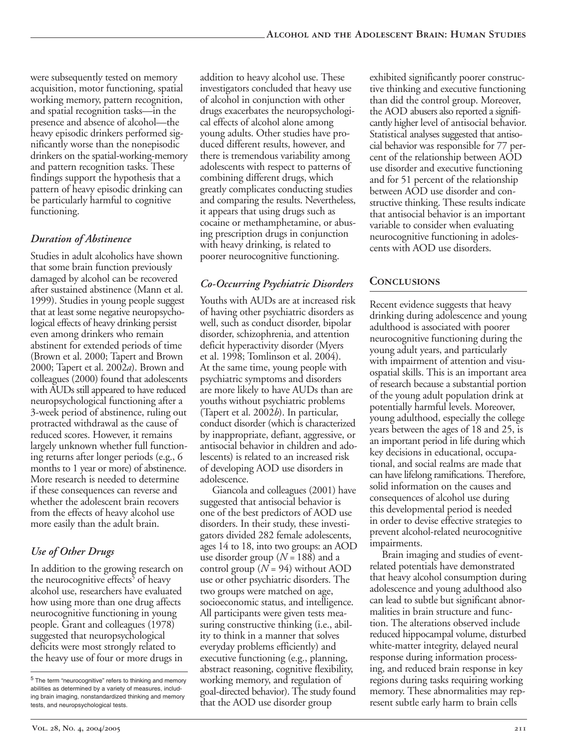were subsequently tested on memory acquisition, motor functioning, spatial working memory, pattern recognition, and spatial recognition tasks—in the presence and absence of alcohol—the heavy episodic drinkers performed significantly worse than the nonepisodic drinkers on the spatial-working-memory and pattern recognition tasks. These findings support the hypothesis that a pattern of heavy episodic drinking can be particularly harmful to cognitive functioning.

### *Duration of Abstinence*

Studies in adult alcoholics have shown that some brain function previously damaged by alcohol can be recovered after sustained abstinence (Mann et al. 1999). Studies in young people suggest that at least some negative neuropsychological effects of heavy drinking persist even among drinkers who remain abstinent for extended periods of time (Brown et al. 2000; Tapert and Brown 2000; Tapert et al. 2002*a*). Brown and colleagues (2000) found that adolescents with AUDs still appeared to have reduced neuropsychological functioning after a 3-week period of abstinence, ruling out protracted withdrawal as the cause of reduced scores. However, it remains largely unknown whether full functioning returns after longer periods (e.g., 6 months to 1 year or more) of abstinence. More research is needed to determine if these consequences can reverse and whether the adolescent brain recovers from the effects of heavy alcohol use more easily than the adult brain.

### *Use of Other Drugs*

In addition to the growing research on the neurocognitive effects[5] of heavy alcohol use, researchers have evaluated how using more than one drug affects neurocognitive functioning in young people. Grant and colleagues (1978) suggested that neuropsychological deficits were most strongly related to the heavy use of four or more drugs in addition to heavy alcohol use. These investigators concluded that heavy use of alcohol in conjunction with other drugs exacerbates the neuropsychological effects of alcohol alone among young adults. Other studies have produced different results, however, and there is tremendous variability among adolescents with respect to patterns of combining different drugs, which greatly complicates conducting studies and comparing the results. Nevertheless, it appears that using drugs such as cocaine or methamphetamine, or abusing prescription drugs in conjunction with heavy drinking, is related to poorer neurocognitive functioning.

### *Co-Occurring Psychiatric Disorders*

Youths with AUDs are at increased risk of having other psychiatric disorders as well, such as conduct disorder, bipolar disorder, schizophrenia, and attention deficit hyperactivity disorder (Myers et al. 1998; Tomlinson et al. 2004). At the same time, young people with psychiatric symptoms and disorders are more likely to have AUDs than are youths without psychiatric problems (Tapert et al. 2002*b*). In particular, conduct disorder (which is characterized by inappropriate, defiant, aggressive, or antisocial behavior in children and adolescents) is related to an increased risk of developing AOD use disorders in adolescence.

Giancola and colleagues (2001) have suggested that antisocial behavior is one of the best predictors of AOD use disorders. In their study, these investigators divided 282 female adolescents, ages 14 to 18, into two groups: an AOD use disorder group ($N = 188$) and a control group ($N = 94$) without AOD use or other psychiatric disorders. The two groups were matched on age, socioeconomic status, and intelligence. All participants were given tests measuring constructive thinking (i.e., ability to think in a manner that solves everyday problems efficiently) and executive functioning (e.g., planning, abstract reasoning, cognitive flexibility, working memory, and regulation of goal-directed behavior). The study found that the AOD use disorder group exhibited significantly poorer constructive thinking and executive functioning than did the control group. Moreover, the AOD abusers also reported a significantly higher level of antisocial behavior. Statistical analyses suggested that antisocial behavior was responsible for 77 percent of the relationship between AOD use disorder and executive functioning and for 51 percent of the relationship between AOD use disorder and constructive thinking. These results indicate that antisocial behavior is an important variable to consider when evaluating neurocognitive functioning in adolescents with AOD use disorders.

## Conclusions

Recent evidence suggests that heavy drinking during adolescence and young adulthood is associated with poorer neurocognitive functioning during the young adult years, and particularly with impairment of attention and visuospatial skills. This is an important area of research because a substantial portion of the young adult population drink at potentially harmful levels. Moreover, young adulthood, especially the college years between the ages of 18 and 25, is an important period in life during which key decisions in educational, occupational, and social realms are made that can have lifelong ramifications. Therefore, solid information on the causes and consequences of alcohol use during this developmental period is needed in order to devise effective strategies to prevent alcohol-related neurocognitive impairments.

Brain imaging and studies of event-related potentials have demonstrated that heavy alcohol consumption during adolescence and young adulthood also can lead to subtle but significant abnormalities in brain structure and function. The alterations observed include reduced hippocampal volume, disturbed white-matter integrity, delayed neural response during information processing, and reduced brain response in key regions during tasks requiring working memory. These abnormalities may represent subtle early harm to brain cells

[5] The term "neurocognitive" refers to thinking and memory abilities as determined by a variety of measures, including brain imaging, nonstandardized thinking and memory tests, and neuropsychological tests.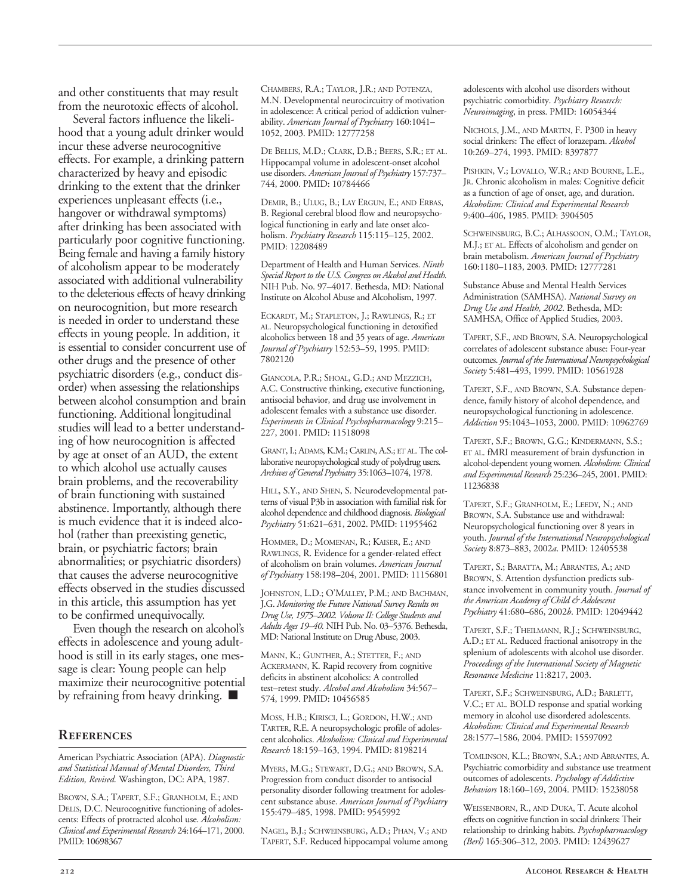and other constituents that may result from the neurotoxic effects of alcohol.

Several factors influence the likelihood that a young adult drinker would incur these adverse neurocognitive effects. For example, a drinking pattern characterized by heavy and episodic drinking to the extent that the drinker experiences unpleasant effects (i.e., hangover or withdrawal symptoms) after drinking has been associated with particularly poor cognitive functioning. Being female and having a family history of alcoholism appear to be moderately associated with additional vulnerability to the deleterious effects of heavy drinking on neurocognition, but more research is needed in order to understand these effects in young people. In addition, it is essential to consider concurrent use of other drugs and the presence of other psychiatric disorders (e.g., conduct disorder) when assessing the relationships between alcohol consumption and brain functioning. Additional longitudinal studies will lead to a better understanding of how neurocognition is affected by age at onset of an AUD, the extent to which alcohol use actually causes brain problems, and the recoverability of brain functioning with sustained abstinence. Importantly, although there is much evidence that it is indeed alcohol (rather than preexisting genetic, brain, or psychiatric factors; brain abnormalities; or psychiatric disorders) that causes the adverse neurocognitive effects observed in the studies discussed in this article, this assumption has yet to be confirmed unequivocally.

Even though the research on alcohol's effects in adolescence and young adulthood is still in its early stages, one message is clear: Young people can help maximize their neurocognitive potential by refraining from heavy drinking. ■

## References

American Psychiatric Association (APA). *Diagnostic and Statistical Manual of Mental Disorders, Third Edition, Revised.* Washington, DC: APA, 1987.

Brown, S.A.; Tapert, S.F.; Granholm, E.; and Delis, D.C. Neurocognitive functioning of adolescents: Effects of protracted alcohol use. *Alcoholism: Clinical and Experimental Research* 24:164–171, 2000. PMID: 10698367

Chambers, R.A.; Taylor, J.R.; and Potenza, M.N. Developmental neurocircuitry of motivation in adolescence: A critical period of addiction vulnerability. *American Journal of Psychiatry* 160:1041–1052, 2003. PMID: 12777258

De Bellis, M.D.; Clark, D.B.; Beers, S.R.; et al. Hippocampal volume in adolescent-onset alcohol use disorders. *American Journal of Psychiatry* 157:737–744, 2000. PMID: 10784466

Demir, B.; Ulug, B.; Lay Ergun, E.; and Erbas, B. Regional cerebral blood flow and neuropsychological functioning in early and late onset alcoholism. *Psychiatry Research* 115:115–125, 2002. PMID: 12208489

Department of Health and Human Services. *Ninth Special Report to the U.S. Congress on Alcohol and Health.* NIH Pub. No. 97–4017. Bethesda, MD: National Institute on Alcohol Abuse and Alcoholism, 1997.

Eckardt, M.; Stapleton, J.; Rawlings, R.; et al. Neuropsychological functioning in detoxified alcoholics between 18 and 35 years of age. *American Journal of Psychiatry* 152:53–59, 1995. PMID: 7802120

Giancola, P.R.; Shoal, G.D.; and Mezzich, A.C. Constructive thinking, executive functioning, antisocial behavior, and drug use involvement in adolescent females with a substance use disorder. *Experiments in Clinical Psychopharmacology* 9:215–227, 2001. PMID: 11518098

Grant, I.; Adams, K.M.; Carlin, A.S.; et al. The collaborative neuropsychological study of polydrug users. *Archives of General Psychiatry* 35:1063–1074, 1978.

Hill, S.Y., and Shen, S. Neurodevelopmental patterns of visual P3b in association with familial risk for alcohol dependence and childhood diagnosis. *Biological Psychiatry* 51:621–631, 2002. PMID: 11955462

Hommer, D.; Momenan, R.; Kaiser, E.; and Rawlings, R. Evidence for a gender-related effect of alcoholism on brain volumes. *American Journal of Psychiatry* 158:198–204, 2001. PMID: 11156801

Johnston, L.D.; O'Malley, P.M.; and Bachman, J.G. *Monitoring the Future National Survey Results on Drug Use, 1975–2002. Volume II: College Students and Adults Ages 19–40.* NIH Pub. No. 03–5376. Bethesda, MD: National Institute on Drug Abuse, 2003.

Mann, K.; Gunther, A.; Stetter, F.; and Ackermann, K. Rapid recovery from cognitive deficits in abstinent alcoholics: A controlled test–retest study. *Alcohol and Alcoholism* 34:567–574, 1999. PMID: 10456585

Moss, H.B.; Kirisci, L.; Gordon, H.W.; and Tarter, R.E. A neuropsychologic profile of adolescent alcoholics. *Alcoholism: Clinical and Experimental Research* 18:159–163, 1994. PMID: 8198214

Myers, M.G.; Stewart, D.G.; and Brown, S.A. Progression from conduct disorder to antisocial personality disorder following treatment for adolescent substance abuse. *American Journal of Psychiatry* 155:479–485, 1998. PMID: 9545992

Nagel, B.J.; Schweinsburg, A.D.; Phan, V.; and Tapert, S.F. Reduced hippocampal volume among adolescents with alcohol use disorders without psychiatric comorbidity. *Psychiatry Research: Neuroimaging*, in press. PMID: 16054344

Nichols, J.M., and Martin, F. P300 in heavy social drinkers: The effect of lorazepam. *Alcohol* 10:269–274, 1993. PMID: 8397877

Pishkin, V.; Lovallo, W.R.; and Bourne, L.E., Jr. Chronic alcoholism in males: Cognitive deficit as a function of age of onset, age, and duration. *Alcoholism: Clinical and Experimental Research* 9:400–406, 1985. PMID: 3904505

Schweinsburg, B.C.; Alhassoon, O.M.; Taylor, M.J.; et al. Effects of alcoholism and gender on brain metabolism. *American Journal of Psychiatry* 160:1180–1183, 2003. PMID: 12777281

Substance Abuse and Mental Health Services Administration (SAMHSA). *National Survey on Drug Use and Health, 2002*. Bethesda, MD: SAMHSA, Office of Applied Studies, 2003.

Tapert, S.F., and Brown, S.A. Neuropsychological correlates of adolescent substance abuse: Four-year outcomes. *Journal of the International Neuropsychological Society* 5:481–493, 1999. PMID: 10561928

Tapert, S.F., and Brown, S.A. Substance dependence, family history of alcohol dependence, and neuropsychological functioning in adolescence. *Addiction* 95:1043–1053, 2000. PMID: 10962769

Tapert, S.F.; Brown, G.G.; Kindermann, S.S.; et al. fMRI measurement of brain dysfunction in alcohol-dependent young women. *Alcoholism: Clinical and Experimental Research* 25:236–245, 2001. PMID: 11236838

Tapert, S.F.; Granholm, E.; Leedy, N.; and Brown, S.A. Substance use and withdrawal: Neuropsychological functioning over 8 years in youth. *Journal of the International Neuropsychological Society* 8:873–883, 2002*a*. PMID: 12405538

Tapert, S.; Baratta, M.; Abrantes, A.; and Brown, S. Attention dysfunction predicts substance involvement in community youth. *Journal of the American Academy of Child & Adolescent Psychiatry* 41:680–686, 2002*b*. PMID: 12049442

Tapert, S.F.; Theilmann, R.J.; Schweinsburg, A.D.; et al. Reduced fractional anisotropy in the splenium of adolescents with alcohol use disorder. *Proceedings of the International Society of Magnetic Resonance Medicine* 11:8217, 2003.

Tapert, S.F.; Schweinsburg, A.D.; Barlett, V.C.; et al. BOLD response and spatial working memory in alcohol use disordered adolescents. *Alcoholism: Clinical and Experimental Research* 28:1577–1586, 2004. PMID: 15597092

Tomlinson, K.L.; Brown, S.A.; and Abrantes, A. Psychiatric comorbidity and substance use treatment outcomes of adolescents. *Psychology of Addictive Behaviors* 18:160–169, 2004. PMID: 15238058

Weissenborn, R., and Duka, T. Acute alcohol effects on cognitive function in social drinkers: Their relationship to drinking habits. *Psychopharmacology (Berl)* 165:306–312, 2003. PMID: 12439627